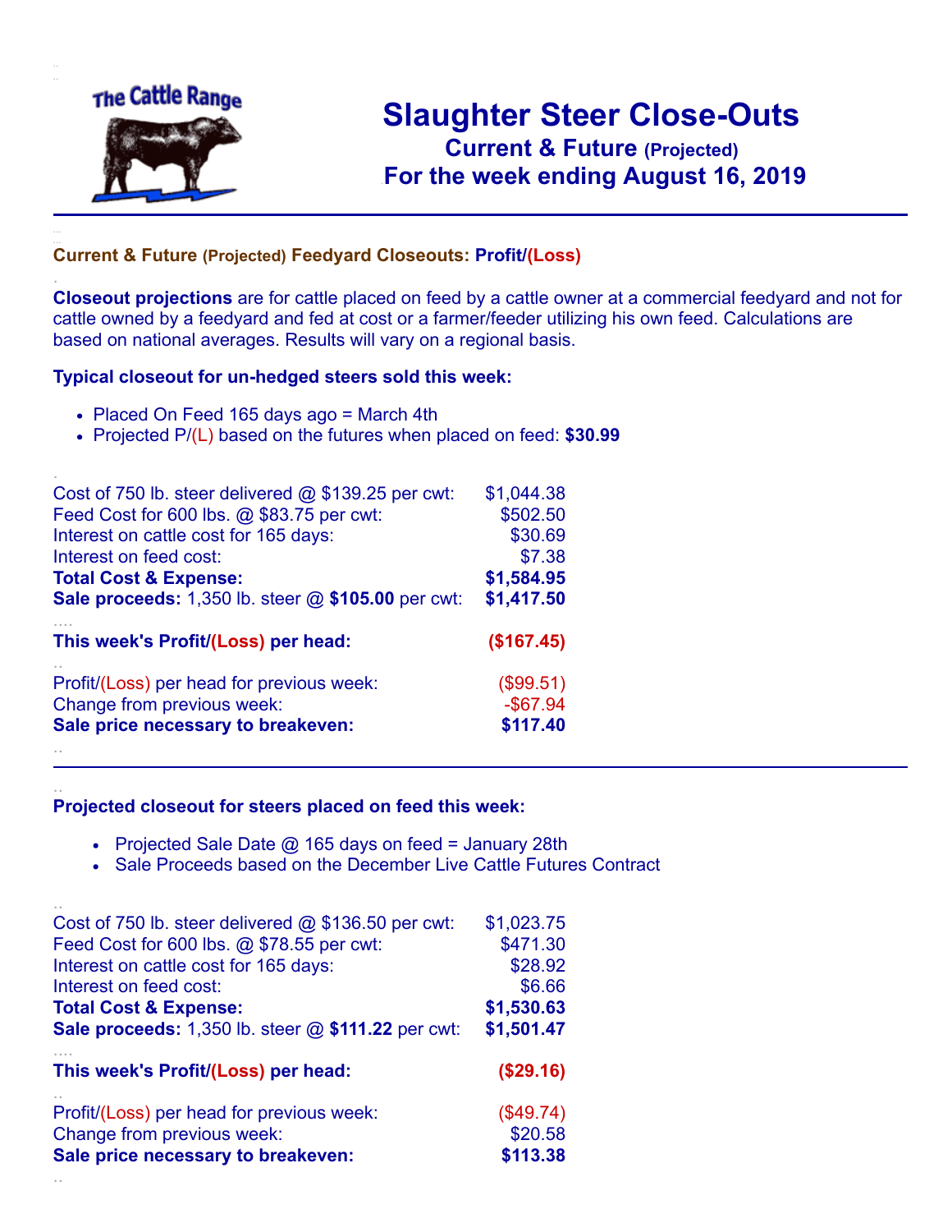The Cattle Range

# Slaughter Steer Close-Outs

## Current & Future (Projected)

## For the week ending August 16, 2019

### Current & Future (Projected) Feedyard Closeouts: Profit/(Loss)

**Closeout projections** are for cattle placed on feed by a cattle owner at a commercial feedyard and not for cattle owned by a feedyard and fed at cost or a farmer/feeder utilizing his own feed. Calculations are based on national averages. Results will vary on a regional basis.

### Typical closeout for un-hedged steers sold this week:

- Placed On Feed 165 days ago = March 4th
- Projected P/(L) based on the futures when placed on feed: **$30.99**

| | |
|---|---|
| Cost of 750 lb. steer delivered @ $139.25 per cwt: | $1,044.38 |
| Feed Cost for 600 lbs. @ $83.75 per cwt: | $502.50 |
| Interest on cattle cost for 165 days: | $30.69 |
| Interest on feed cost: | $7.38 |
| **Total Cost & Expense:** | **$1,584.95** |
| **Sale proceeds:** 1,350 lb. steer @ **$105.00** per cwt: | **$1,417.50** |
| **This week's Profit/(Loss) per head:** | **($167.45)** |
| Profit/(Loss) per head for previous week: | ($99.51) |
| Change from previous week: | -$67.94 |
| **Sale price necessary to breakeven:** | **$117.40** |

### Projected closeout for steers placed on feed this week:

- Projected Sale Date @ 165 days on feed = January 28th
- Sale Proceeds based on the December Live Cattle Futures Contract

| | |
|---|---|
| Cost of 750 lb. steer delivered @ $136.50 per cwt: | $1,023.75 |
| Feed Cost for 600 lbs. @ $78.55 per cwt: | $471.30 |
| Interest on cattle cost for 165 days: | $28.92 |
| Interest on feed cost: | $6.66 |
| **Total Cost & Expense:** | **$1,530.63** |
| **Sale proceeds:** 1,350 lb. steer @ **$111.22** per cwt: | **$1,501.47** |
| **This week's Profit/(Loss) per head:** | **($29.16)** |
| Profit/(Loss) per head for previous week: | ($49.74) |
| Change from previous week: | $20.58 |
| **Sale price necessary to breakeven:** | **$113.38** |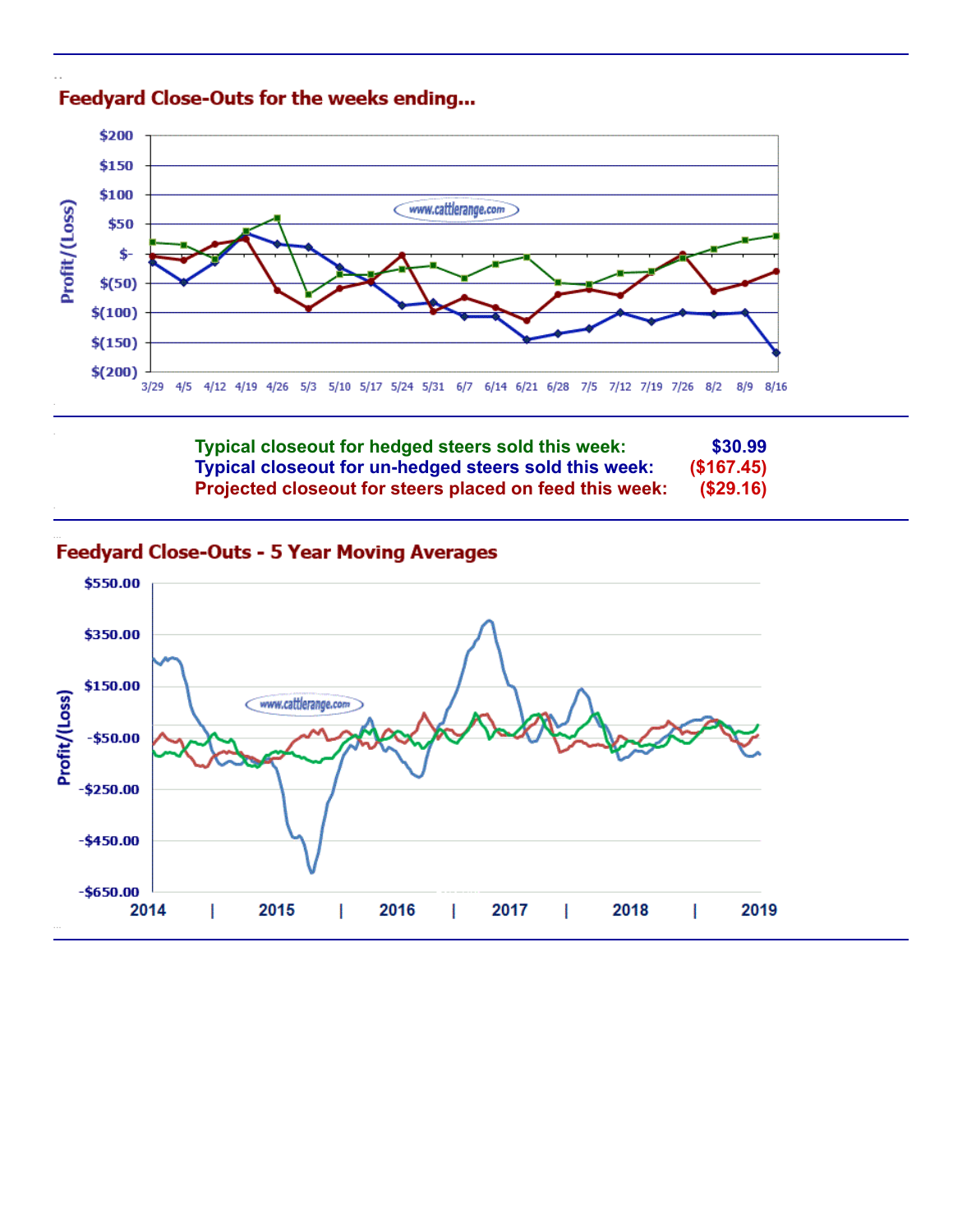## Feedyard Close-Outs for the weeks ending...

$200
$150
$100
$50
$-
$(50)
$(100)
$(150)
$(200)

Profit/(Loss)

www.cattlerange.com

3/29 4/5 4/12 4/19 4/26 5/3 5/10 5/17 5/24 5/31 6/7 6/14 6/21 6/28 7/5 7/12 7/19 7/26 8/2 8/9 8/16

| | |
|---|---|
| **Typical closeout for hedged steers sold this week:** | **$30.99** |
| **Typical closeout for un-hedged steers sold this week:** | **($167.45)** |
| **Projected closeout for steers placed on feed this week:** | **($29.16)** |

## Feedyard Close-Outs - 5 Year Moving Averages

$550.00
$350.00
$150.00
-$50.00
-$250.00
-$450.00
-$650.00

Profit/(Loss)

www.cattlerange.com

2014 | 2015 | 2016 | 2017 | 2018 | 2019